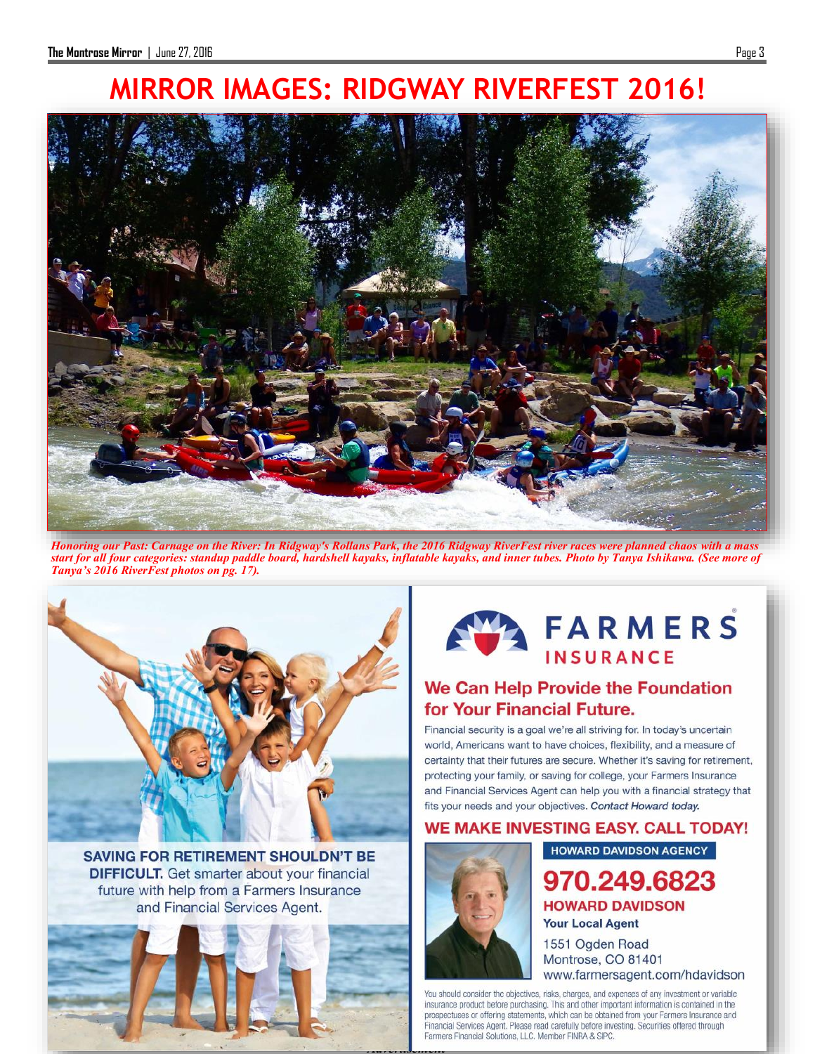# MIRROR IMAGES: RIDGWAY RIVERFEST 2016!

*Honoring our Past: Carnage on the River: In Ridgway's Rollans Park, the 2016 Ridgway RiverFest river races were planned chaos with a mass start for all four categories: standup paddle board, hardshell kayaks, inflatable kayaks, and inner tubes. Photo by Tanya Ishikawa. (See more of Tanya's 2016 RiverFest photos on pg. 17).*

**SAVING FOR RETIREMENT SHOULDN'T BE DIFFICULT.** Get smarter about your financial future with help from a Farmers Insurance and Financial Services Agent.

## FARMERS INSURANCE

### We Can Help Provide the Foundation for Your Financial Future.

Financial security is a goal we're all striving for. In today's uncertain world, Americans want to have choices, flexibility, and a measure of certainty that their futures are secure. Whether it's saving for retirement, protecting your family, or saving for college, your Farmers Insurance and Financial Services Agent can help you with a financial strategy that fits your needs and your objectives. *Contact Howard today.*

### WE MAKE INVESTING EASY. CALL TODAY!

HOWARD DAVIDSON AGENCY

**970.249.6823**

**HOWARD DAVIDSON**

**Your Local Agent**

1551 Ogden Road
Montrose, CO 81401
www.farmersagent.com/hdavidson

You should consider the objectives, risks, charges, and expenses of any investment or variable insurance product before purchasing. This and other important information is contained in the prospectuses or offering statements, which can be obtained from your Farmers Insurance and Financial Services Agent. Please read carefully before investing. Securities offered through Farmers Financial Solutions, LLC. Member FINRA & SIPC.

*Advertisement*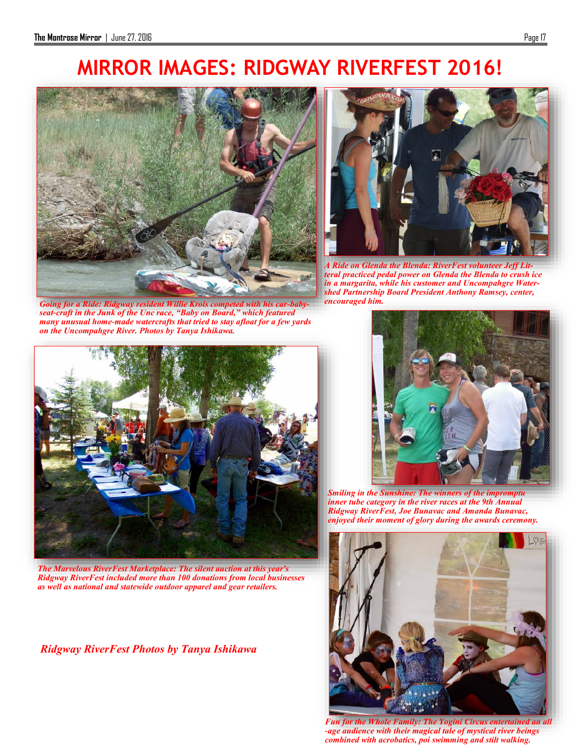# MIRROR IMAGES: RIDGWAY RIVERFEST 2016!

*Going for a Ride: Ridgway resident Willie Krois competed with his car-baby-seat-craft in the Junk of the Unc race, "Baby on Board," which featured many unusual home-made watercrafts that tried to stay afloat for a few yards on the Uncompahgre River. Photos by Tanya Ishikawa.*

*A Ride on Glenda the Blenda: RiverFest volunteer Jeff Litteral practiced pedal power on Glenda the Blenda to crush ice in a margarita, while his customer and Uncompahgre Watershed Partnership Board President Anthony Ramsey, center, encouraged him.*

*The Marvelous RiverFest Marketplace: The silent auction at this year's Ridgway RiverFest included more than 100 donations from local businesses as well as national and statewide outdoor apparel and gear retailers.*

*Smiling in the Sunshine: The winners of the impromptu inner tube category in the river races at the 9th Annual Ridgway RiverFest, Joe Bunavac and Amanda Bunavac, enjoyed their moment of glory during the awards ceremony.*

*Ridgway RiverFest Photos by Tanya Ishikawa*

*Fun for the Whole Family: The Yogini Circus entertained an all-age audience with their magical tale of mystical river beings combined with acrobatics, poi swimming and stilt walking.*